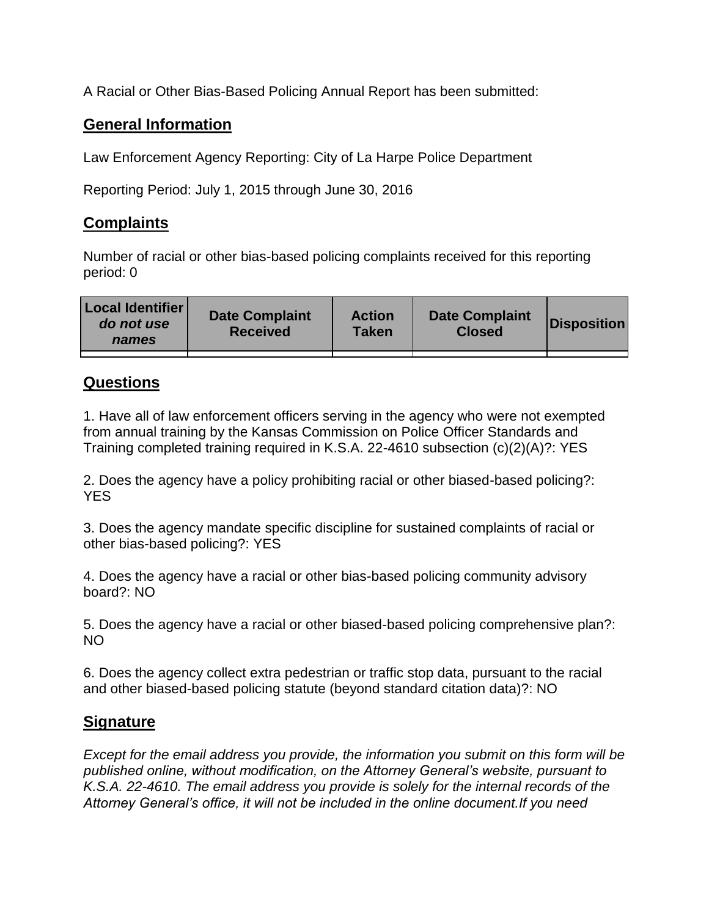A Racial or Other Bias-Based Policing Annual Report has been submitted:

## General Information

Law Enforcement Agency Reporting: City of La Harpe Police Department

Reporting Period: July 1, 2015 through June 30, 2016

## Complaints

Number of racial or other bias-based policing complaints received for this reporting period: 0

| Local Identifier *do not use names* | Date Complaint Received | Action Taken | Date Complaint Closed | Disposition |
|---|---|---|---|---|
| | | | | |

## Questions

1. Have all of law enforcement officers serving in the agency who were not exempted from annual training by the Kansas Commission on Police Officer Standards and Training completed training required in K.S.A. 22-4610 subsection (c)(2)(A)?: YES

2. Does the agency have a policy prohibiting racial or other biased-based policing?: YES

3. Does the agency mandate specific discipline for sustained complaints of racial or other bias-based policing?: YES

4. Does the agency have a racial or other bias-based policing community advisory board?: NO

5. Does the agency have a racial or other biased-based policing comprehensive plan?: NO

6. Does the agency collect extra pedestrian or traffic stop data, pursuant to the racial and other biased-based policing statute (beyond standard citation data)?: NO

## Signature

*Except for the email address you provide, the information you submit on this form will be published online, without modification, on the Attorney General's website, pursuant to K.S.A. 22-4610. The email address you provide is solely for the internal records of the Attorney General's office, it will not be included in the online document.If you need*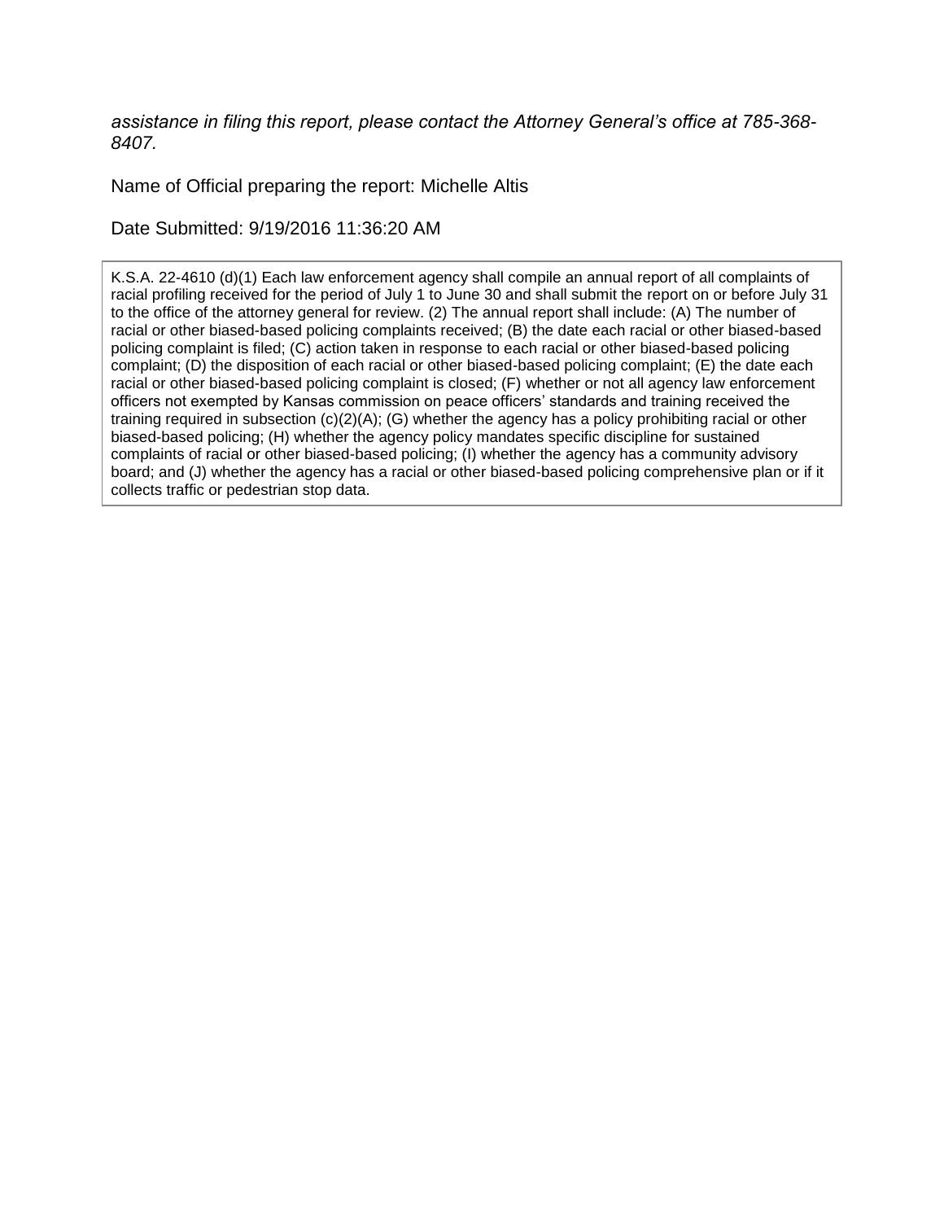*assistance in filing this report, please contact the Attorney General's office at 785-368-8407.*

Name of Official preparing the report: Michelle Altis

Date Submitted: 9/19/2016 11:36:20 AM

K.S.A. 22-4610 (d)(1) Each law enforcement agency shall compile an annual report of all complaints of racial profiling received for the period of July 1 to June 30 and shall submit the report on or before July 31 to the office of the attorney general for review. (2) The annual report shall include: (A) The number of racial or other biased-based policing complaints received; (B) the date each racial or other biased-based policing complaint is filed; (C) action taken in response to each racial or other biased-based policing complaint; (D) the disposition of each racial or other biased-based policing complaint; (E) the date each racial or other biased-based policing complaint is closed; (F) whether or not all agency law enforcement officers not exempted by Kansas commission on peace officers' standards and training received the training required in subsection (c)(2)(A); (G) whether the agency has a policy prohibiting racial or other biased-based policing; (H) whether the agency policy mandates specific discipline for sustained complaints of racial or other biased-based policing; (I) whether the agency has a community advisory board; and (J) whether the agency has a racial or other biased-based policing comprehensive plan or if it collects traffic or pedestrian stop data.